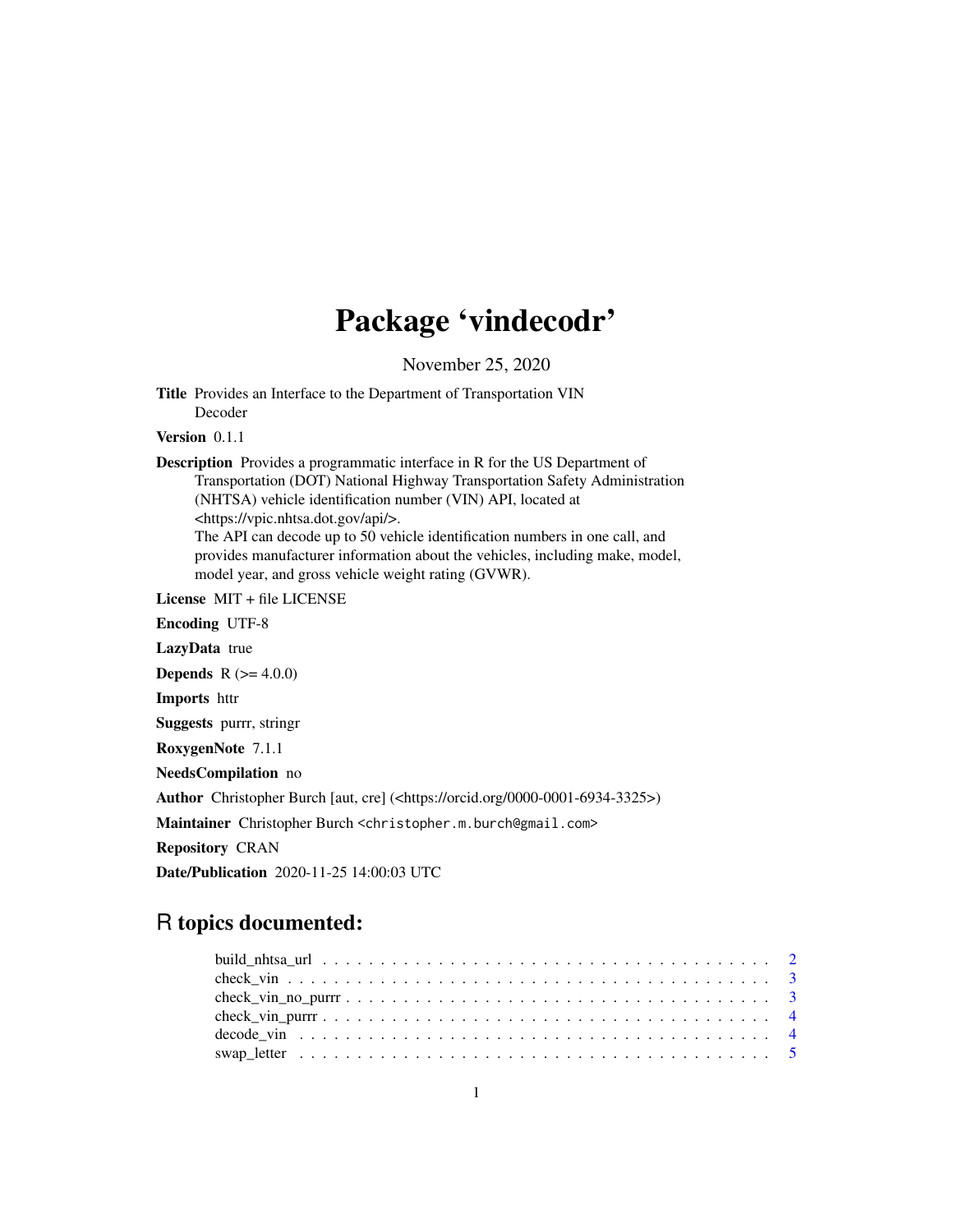# Package 'vindecodr'

November 25, 2020

**Title** Provides an Interface to the Department of Transportation VIN Decoder

**Version** 0.1.1

**Description** Provides a programmatic interface in R for the US Department of Transportation (DOT) National Highway Transportation Safety Administration (NHTSA) vehicle identification number (VIN) API, located at <https://vpic.nhtsa.dot.gov/api/>.
The API can decode up to 50 vehicle identification numbers in one call, and provides manufacturer information about the vehicles, including make, model, model year, and gross vehicle weight rating (GVWR).

**License** MIT + file LICENSE

**Encoding** UTF-8

**LazyData** true

**Depends** R (>= 4.0.0)

**Imports** httr

**Suggests** purrr, stringr

**RoxygenNote** 7.1.1

**NeedsCompilation** no

**Author** Christopher Burch [aut, cre] (<https://orcid.org/0000-0001-6934-3325>)

**Maintainer** Christopher Burch <christopher.m.burch@gmail.com>

**Repository** CRAN

**Date/Publication** 2020-11-25 14:00:03 UTC

## R topics documented:

- build_nhtsa_url . . . . . . . . . . . . . . . . . . . . . . . . . . . . . . . . . . . . . . 2
- check_vin . . . . . . . . . . . . . . . . . . . . . . . . . . . . . . . . . . . . . . . . . 3
- check_vin_no_purrr . . . . . . . . . . . . . . . . . . . . . . . . . . . . . . . . . . . . 3
- check_vin_purrr . . . . . . . . . . . . . . . . . . . . . . . . . . . . . . . . . . . . . . 4
- decode_vin . . . . . . . . . . . . . . . . . . . . . . . . . . . . . . . . . . . . . . . . 4
- swap_letter . . . . . . . . . . . . . . . . . . . . . . . . . . . . . . . . . . . . . . . . 5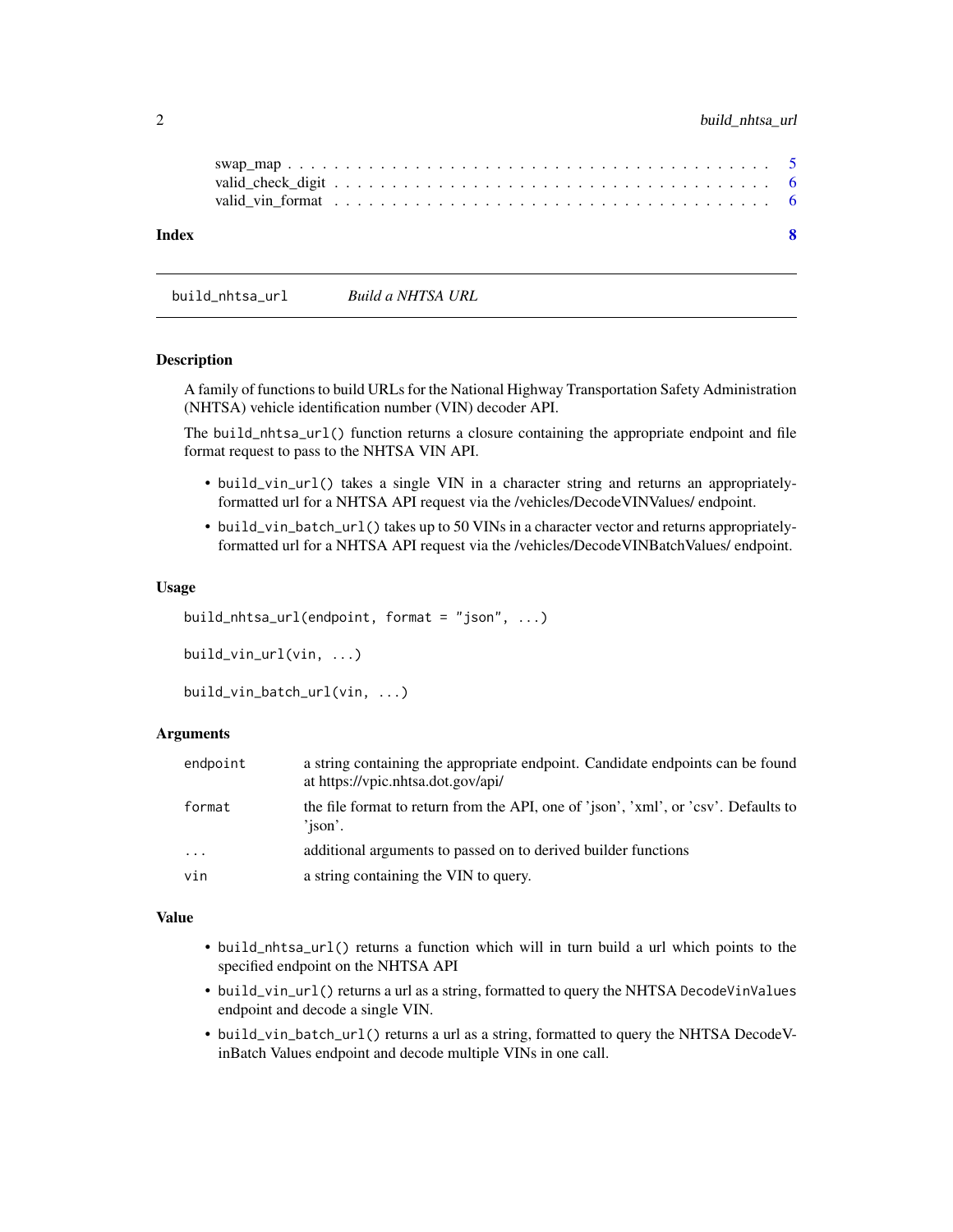swap_map . . . . . . . . . . . . . . . . . . . . . . . . . . . . . . . . . . . . . . 5
valid_check_digit . . . . . . . . . . . . . . . . . . . . . . . . . . . . . . . . . . 6
valid_vin_format . . . . . . . . . . . . . . . . . . . . . . . . . . . . . . . . . . 6

**Index** **8**

---

## build_nhtsa_url *Build a NHTSA URL*

---

### Description

A family of functions to build URLs for the National Highway Transportation Safety Administration (NHTSA) vehicle identification number (VIN) decoder API.

The `build_nhtsa_url()` function returns a closure containing the appropriate endpoint and file format request to pass to the NHTSA VIN API.

- `build_vin_url()` takes a single VIN in a character string and returns an appropriately-formatted url for a NHTSA API request via the /vehicles/DecodeVINValues/ endpoint.
- `build_vin_batch_url()` takes up to 50 VINs in a character vector and returns appropriately-formatted url for a NHTSA API request via the /vehicles/DecodeVINBatchValues/ endpoint.

### Usage

```
build_nhtsa_url(endpoint, format = "json", ...)

build_vin_url(vin, ...)

build_vin_batch_url(vin, ...)
```

### Arguments

| | |
|---|---|
| `endpoint` | a string containing the appropriate endpoint. Candidate endpoints can be found at https://vpic.nhtsa.dot.gov/api/ |
| `format` | the file format to return from the API, one of 'json', 'xml', or 'csv'. Defaults to 'json'. |
| `...` | additional arguments to passed on to derived builder functions |
| `vin` | a string containing the VIN to query. |

### Value

- `build_nhtsa_url()` returns a function which will in turn build a url which points to the specified endpoint on the NHTSA API
- `build_vin_url()` returns a url as a string, formatted to query the NHTSA `DecodeVinValues` endpoint and decode a single VIN.
- `build_vin_batch_url()` returns a url as a string, formatted to query the NHTSA DecodeVinBatch Values endpoint and decode multiple VINs in one call.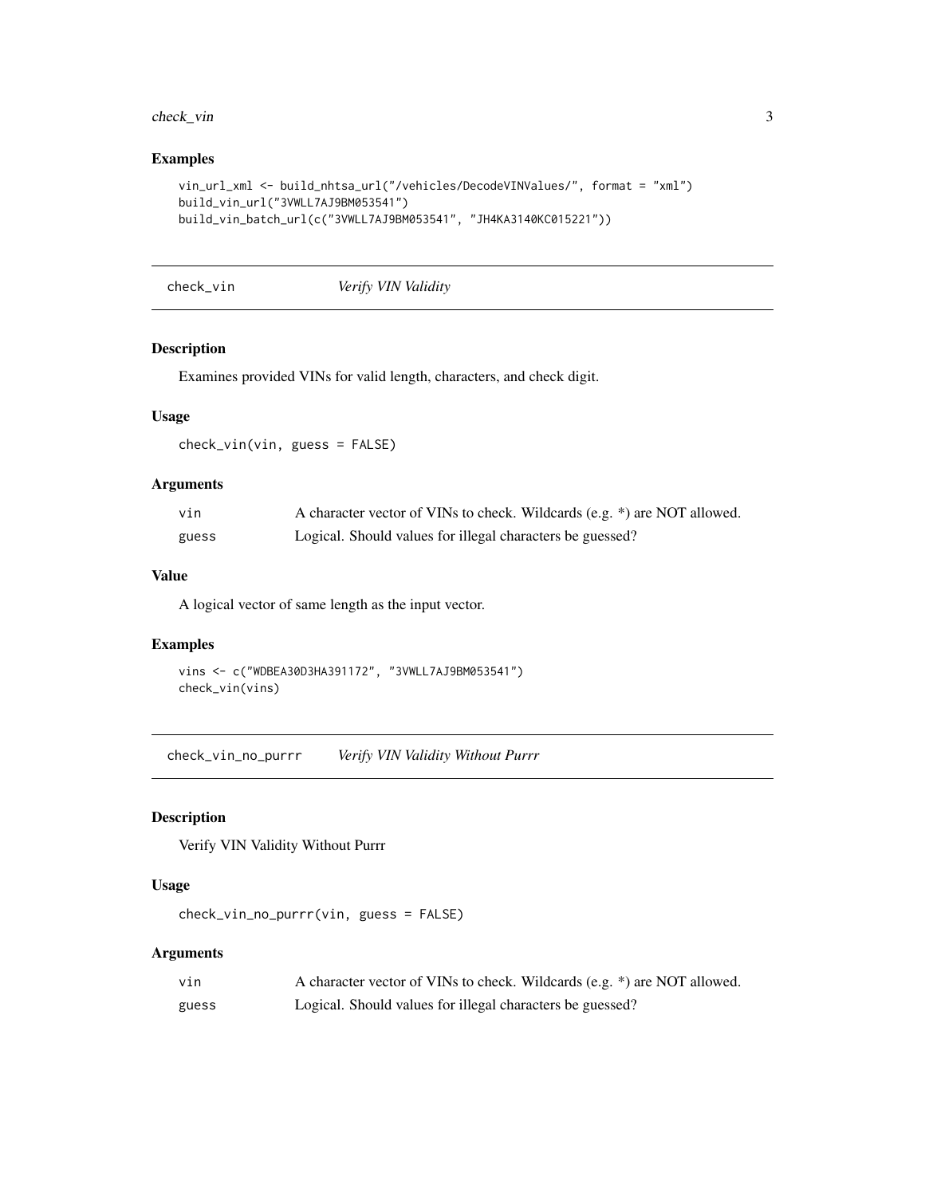## Examples

```
vin_url_xml <- build_nhtsa_url("/vehicles/DecodeVINValues/", format = "xml")
build_vin_url("3VWLL7AJ9BM053541")
build_vin_batch_url(c("3VWLL7AJ9BM053541", "JH4KA3140KC015221"))
```

---

## check_vin *Verify VIN Validity*

### Description

Examines provided VINs for valid length, characters, and check digit.

### Usage

```
check_vin(vin, guess = FALSE)
```

### Arguments

| | |
|---|---|
| vin | A character vector of VINs to check. Wildcards (e.g. *) are NOT allowed. |
| guess | Logical. Should values for illegal characters be guessed? |

### Value

A logical vector of same length as the input vector.

### Examples

```
vins <- c("WDBEA30D3HA391172", "3VWLL7AJ9BM053541")
check_vin(vins)
```

---

## check_vin_no_purrr *Verify VIN Validity Without Purrr*

### Description

Verify VIN Validity Without Purrr

### Usage

```
check_vin_no_purrr(vin, guess = FALSE)
```

### Arguments

| | |
|---|---|
| vin | A character vector of VINs to check. Wildcards (e.g. *) are NOT allowed. |
| guess | Logical. Should values for illegal characters be guessed? |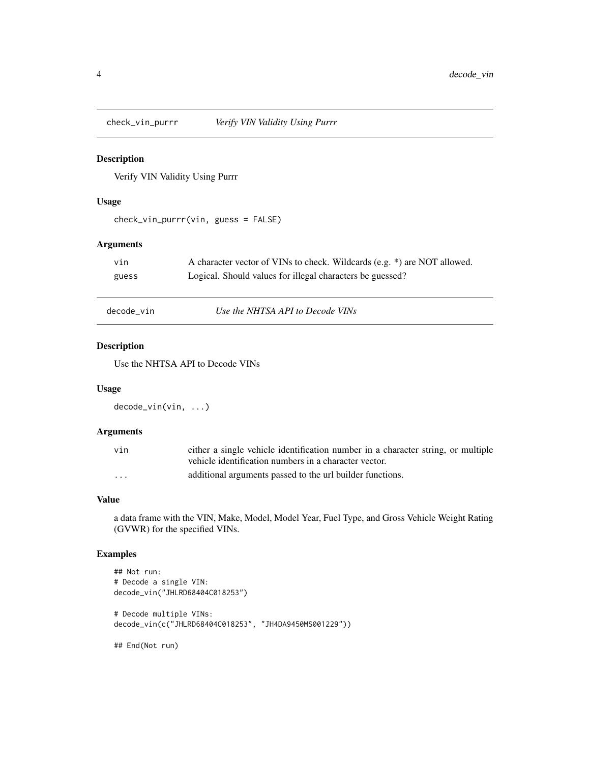## check_vin_purrr — *Verify VIN Validity Using Purrr*

### Description

Verify VIN Validity Using Purrr

### Usage

```
check_vin_purrr(vin, guess = FALSE)
```

### Arguments

| | |
|---|---|
| vin | A character vector of VINs to check. Wildcards (e.g. *) are NOT allowed. |
| guess | Logical. Should values for illegal characters be guessed? |

## decode_vin — *Use the NHTSA API to Decode VINs*

### Description

Use the NHTSA API to Decode VINs

### Usage

```
decode_vin(vin, ...)
```

### Arguments

| | |
|---|---|
| vin | either a single vehicle identification number in a character string, or multiple vehicle identification numbers in a character vector. |
| ... | additional arguments passed to the url builder functions. |

### Value

a data frame with the VIN, Make, Model, Model Year, Fuel Type, and Gross Vehicle Weight Rating (GVWR) for the specified VINs.

### Examples

```
## Not run:
# Decode a single VIN:
decode_vin("JHLRD68404C018253")

# Decode multiple VINs:
decode_vin(c("JHLRD68404C018253", "JH4DA9450MS001229"))

## End(Not run)
```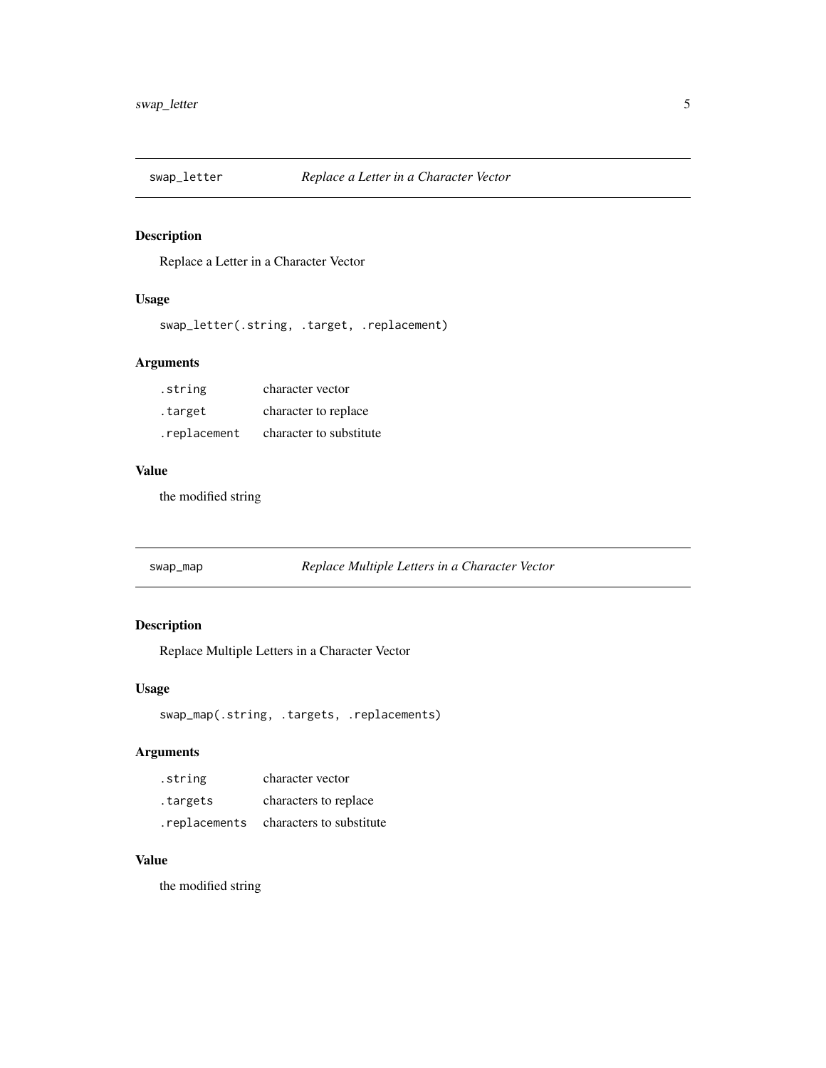## swap_letter — *Replace a Letter in a Character Vector*

### Description

Replace a Letter in a Character Vector

### Usage

```
swap_letter(.string, .target, .replacement)
```

### Arguments

| | |
|---|---|
| `.string` | character vector |
| `.target` | character to replace |
| `.replacement` | character to substitute |

### Value

the modified string

## swap_map — *Replace Multiple Letters in a Character Vector*

### Description

Replace Multiple Letters in a Character Vector

### Usage

```
swap_map(.string, .targets, .replacements)
```

### Arguments

| | |
|---|---|
| `.string` | character vector |
| `.targets` | characters to replace |
| `.replacements` | characters to substitute |

### Value

the modified string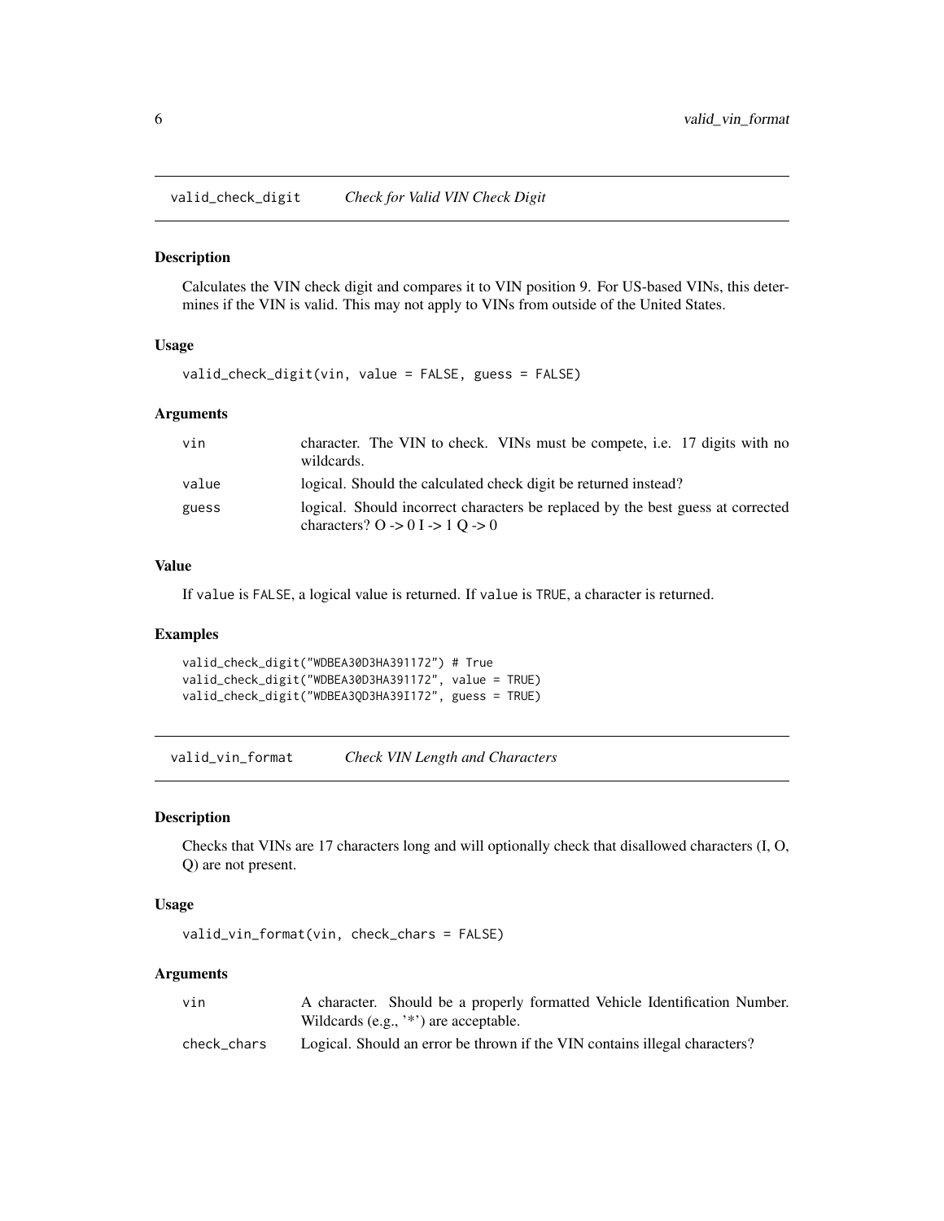## valid_check_digit — *Check for Valid VIN Check Digit*

### Description

Calculates the VIN check digit and compares it to VIN position 9. For US-based VINs, this determines if the VIN is valid. This may not apply to VINs from outside of the United States.

### Usage

```
valid_check_digit(vin, value = FALSE, guess = FALSE)
```

### Arguments

| | |
|---|---|
| vin | character. The VIN to check. VINs must be compete, i.e. 17 digits with no wildcards. |
| value | logical. Should the calculated check digit be returned instead? |
| guess | logical. Should incorrect characters be replaced by the best guess at corrected characters? O -> 0 I -> 1 Q -> 0 |

### Value

If `value` is `FALSE`, a logical value is returned. If `value` is `TRUE`, a character is returned.

### Examples

```
valid_check_digit("WDBEA30D3HA391172") # True
valid_check_digit("WDBEA30D3HA391172", value = TRUE)
valid_check_digit("WDBEA3QD3HA39I172", guess = TRUE)
```

## valid_vin_format — *Check VIN Length and Characters*

### Description

Checks that VINs are 17 characters long and will optionally check that disallowed characters (I, O, Q) are not present.

### Usage

```
valid_vin_format(vin, check_chars = FALSE)
```

### Arguments

| | |
|---|---|
| vin | A character. Should be a properly formatted Vehicle Identification Number. Wildcards (e.g., '*') are acceptable. |
| check_chars | Logical. Should an error be thrown if the VIN contains illegal characters? |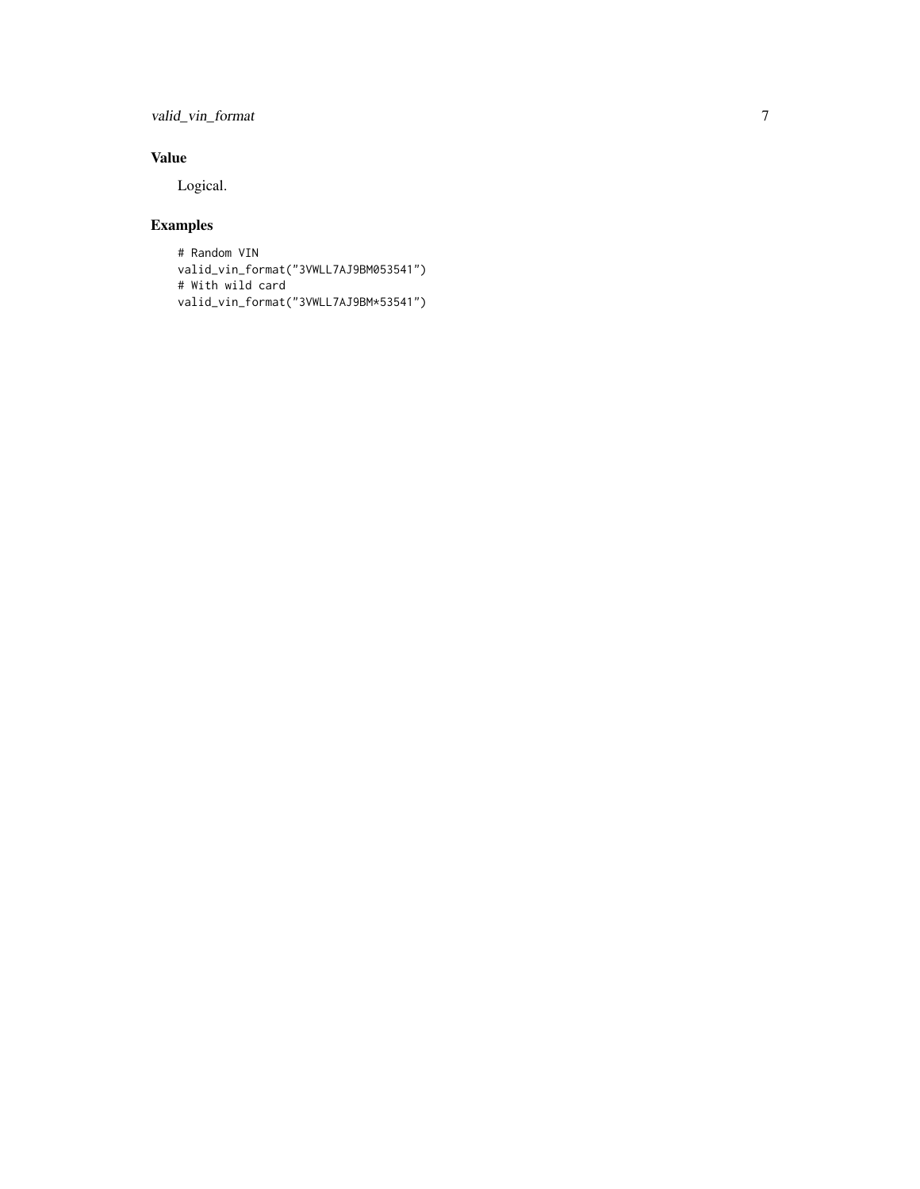## Value

Logical.

## Examples

```
# Random VIN
valid_vin_format("3VWLL7AJ9BM053541")
# With wild card
valid_vin_format("3VWLL7AJ9BM*53541")
```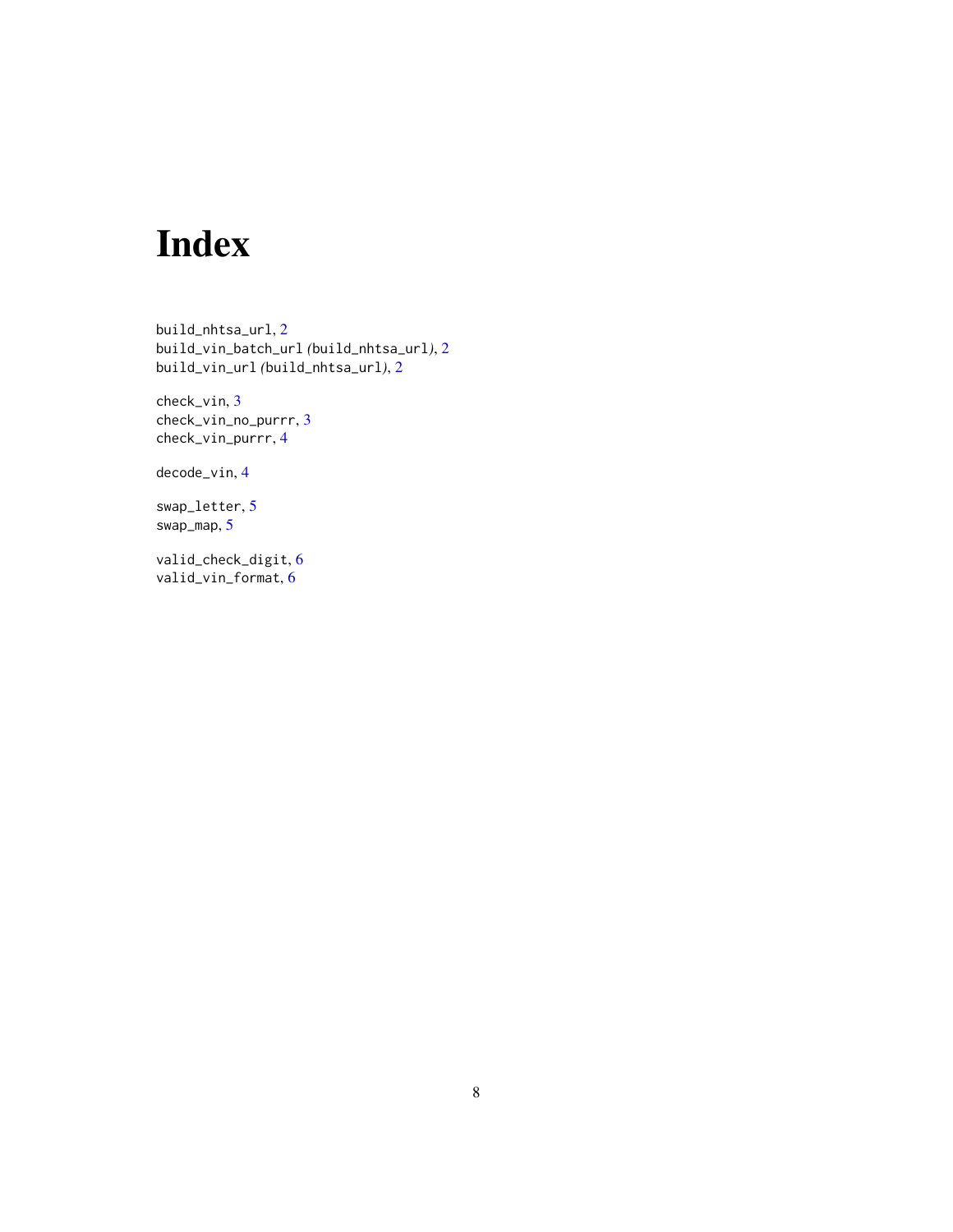# Index

build_nhtsa_url, 2
build_vin_batch_url *(build_nhtsa_url)*, 2
build_vin_url *(build_nhtsa_url)*, 2

check_vin, 3
check_vin_no_purrr, 3
check_vin_purrr, 4

decode_vin, 4

swap_letter, 5
swap_map, 5

valid_check_digit, 6
valid_vin_format, 6